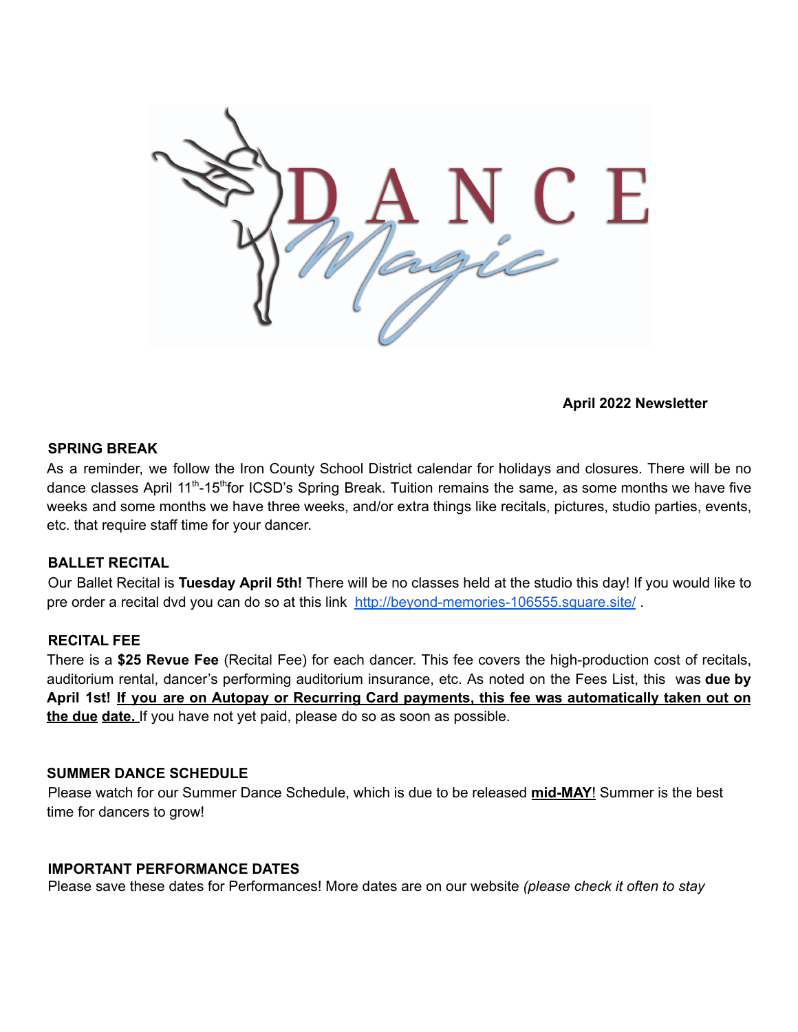# DANCE Magic

**April 2022 Newsletter**

## SPRING BREAK

As a reminder, we follow the Iron County School District calendar for holidays and closures. There will be no dance classes April 11th-15th for ICSD's Spring Break. Tuition remains the same, as some months we have five weeks and some months we have three weeks, and/or extra things like recitals, pictures, studio parties, events, etc. that require staff time for your dancer.

## BALLET RECITAL

Our Ballet Recital is **Tuesday April 5th!** There will be no classes held at the studio this day! If you would like to pre order a recital dvd you can do so at this link [http://beyond-memories-106555.square.site/](http://beyond-memories-106555.square.site/) .

## RECITAL FEE

There is a **$25 Revue Fee** (Recital Fee) for each dancer. This fee covers the high-production cost of recitals, auditorium rental, dancer's performing auditorium insurance, etc. As noted on the Fees List, this was **due by April 1st! If you are on Autopay or Recurring Card payments, this fee was automatically taken out on the due date.** If you have not yet paid, please do so as soon as possible.

## SUMMER DANCE SCHEDULE

Please watch for our Summer Dance Schedule, which is due to be released **mid-MAY**! Summer is the best time for dancers to grow!

## IMPORTANT PERFORMANCE DATES

Please save these dates for Performances! More dates are on our website *(please check it often to stay*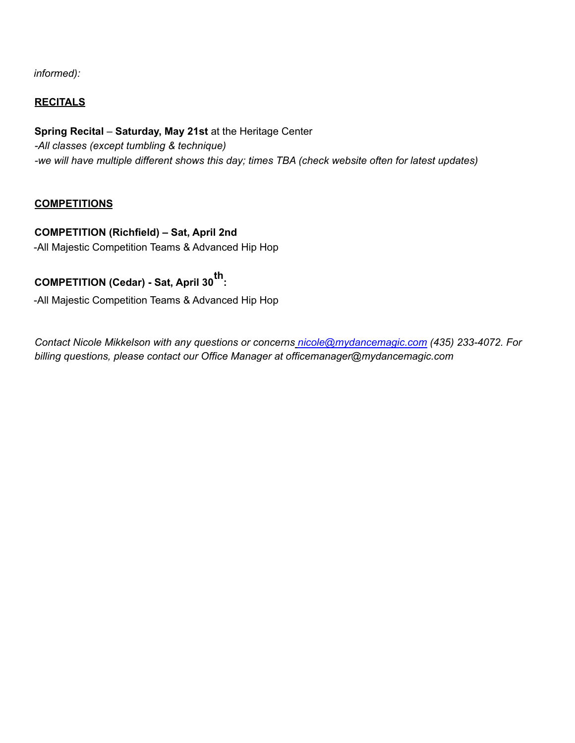*informed):*

**<u>RECITALS</u>**

**Spring Recital** – **Saturday, May 21st** at the Heritage Center
*-All classes (except tumbling & technique)*
*-we will have multiple different shows this day; times TBA (check website often for latest updates)*

**<u>COMPETITIONS</u>**

**COMPETITION (Richfield) – Sat, April 2nd**
-All Majestic Competition Teams & Advanced Hip Hop

**COMPETITION (Cedar) - Sat, April 30th:**
-All Majestic Competition Teams & Advanced Hip Hop

*Contact Nicole Mikkelson with any questions or concerns nicole@mydancemagic.com (435) 233-4072. For billing questions, please contact our Office Manager at officemanager@mydancemagic.com*